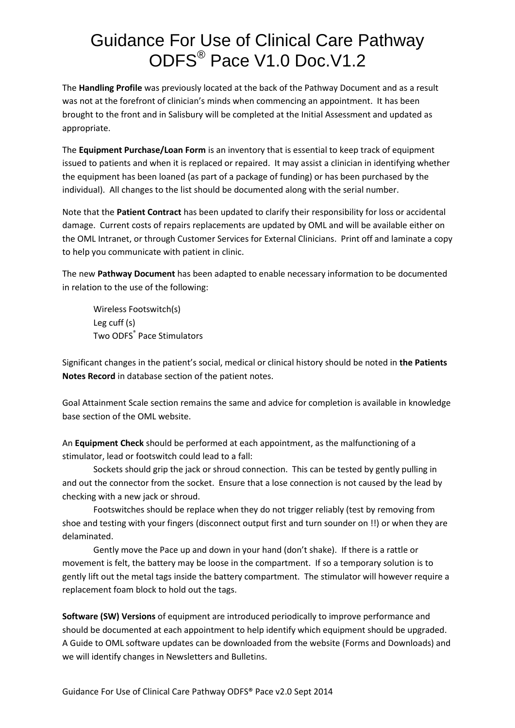# Guidance For Use of Clinical Care Pathway ODFS® Pace V1.0 Doc.V1.2

The **Handling Profile** was previously located at the back of the Pathway Document and as a result was not at the forefront of clinician's minds when commencing an appointment. It has been brought to the front and in Salisbury will be completed at the Initial Assessment and updated as appropriate.

The **Equipment Purchase/Loan Form** is an inventory that is essential to keep track of equipment issued to patients and when it is replaced or repaired. It may assist a clinician in identifying whether the equipment has been loaned (as part of a package of funding) or has been purchased by the individual). All changes to the list should be documented along with the serial number.

Note that the **Patient Contract** has been updated to clarify their responsibility for loss or accidental damage. Current costs of repairs replacements are updated by OML and will be available either on the OML Intranet, or through Customer Services for External Clinicians. Print off and laminate a copy to help you communicate with patient in clinic.

The new **Pathway Document** has been adapted to enable necessary information to be documented in relation to the use of the following:

Wireless Footswitch(s)
Leg cuff (s)
Two ODFS® Pace Stimulators

Significant changes in the patient's social, medical or clinical history should be noted in **the Patients Notes Record** in database section of the patient notes.

Goal Attainment Scale section remains the same and advice for completion is available in knowledge base section of the OML website.

An **Equipment Check** should be performed at each appointment, as the malfunctioning of a stimulator, lead or footswitch could lead to a fall:

Sockets should grip the jack or shroud connection. This can be tested by gently pulling in and out the connector from the socket. Ensure that a lose connection is not caused by the lead by checking with a new jack or shroud.

Footswitches should be replace when they do not trigger reliably (test by removing from shoe and testing with your fingers (disconnect output first and turn sounder on !!) or when they are delaminated.

Gently move the Pace up and down in your hand (don't shake). If there is a rattle or movement is felt, the battery may be loose in the compartment. If so a temporary solution is to gently lift out the metal tags inside the battery compartment. The stimulator will however require a replacement foam block to hold out the tags.

**Software (SW) Versions** of equipment are introduced periodically to improve performance and should be documented at each appointment to help identify which equipment should be upgraded. A Guide to OML software updates can be downloaded from the website (Forms and Downloads) and we will identify changes in Newsletters and Bulletins.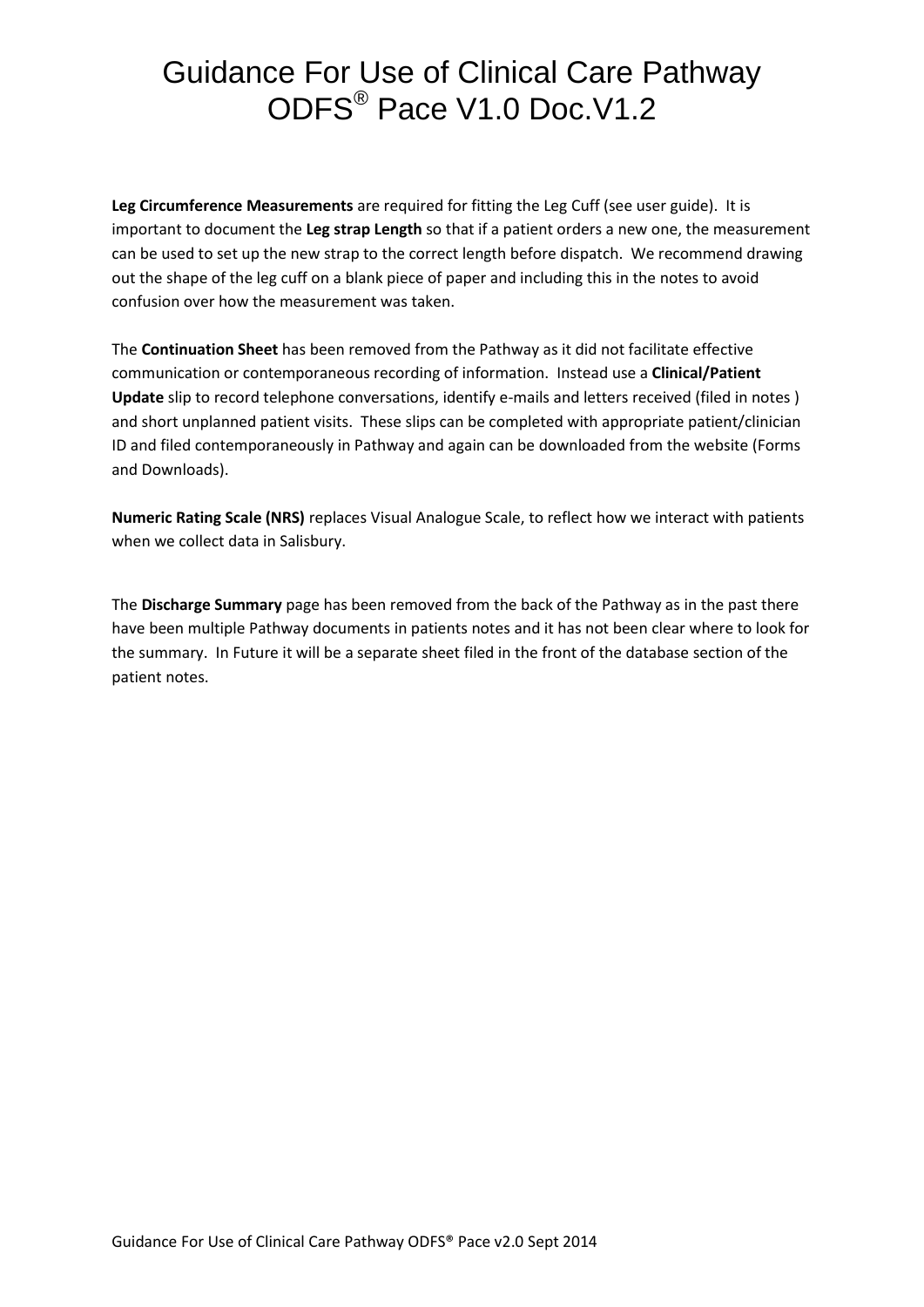# Guidance For Use of Clinical Care Pathway ODFS® Pace V1.0 Doc.V1.2

**Leg Circumference Measurements** are required for fitting the Leg Cuff (see user guide). It is important to document the **Leg strap Length** so that if a patient orders a new one, the measurement can be used to set up the new strap to the correct length before dispatch. We recommend drawing out the shape of the leg cuff on a blank piece of paper and including this in the notes to avoid confusion over how the measurement was taken.

The **Continuation Sheet** has been removed from the Pathway as it did not facilitate effective communication or contemporaneous recording of information. Instead use a **Clinical/Patient Update** slip to record telephone conversations, identify e-mails and letters received (filed in notes ) and short unplanned patient visits. These slips can be completed with appropriate patient/clinician ID and filed contemporaneously in Pathway and again can be downloaded from the website (Forms and Downloads).

**Numeric Rating Scale (NRS)** replaces Visual Analogue Scale, to reflect how we interact with patients when we collect data in Salisbury.

The **Discharge Summary** page has been removed from the back of the Pathway as in the past there have been multiple Pathway documents in patients notes and it has not been clear where to look for the summary. In Future it will be a separate sheet filed in the front of the database section of the patient notes.